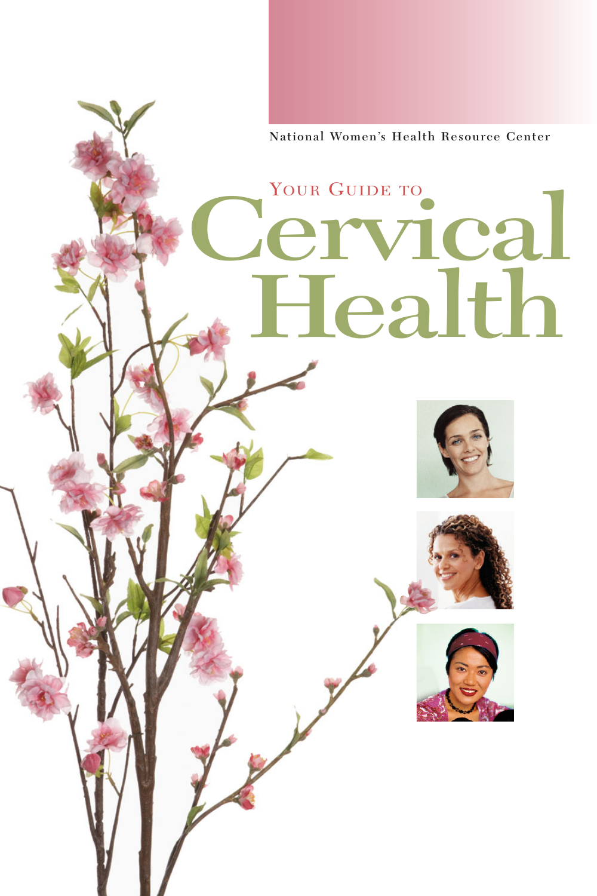National Women's Health Resource Center

# Your Guide to Cervical Health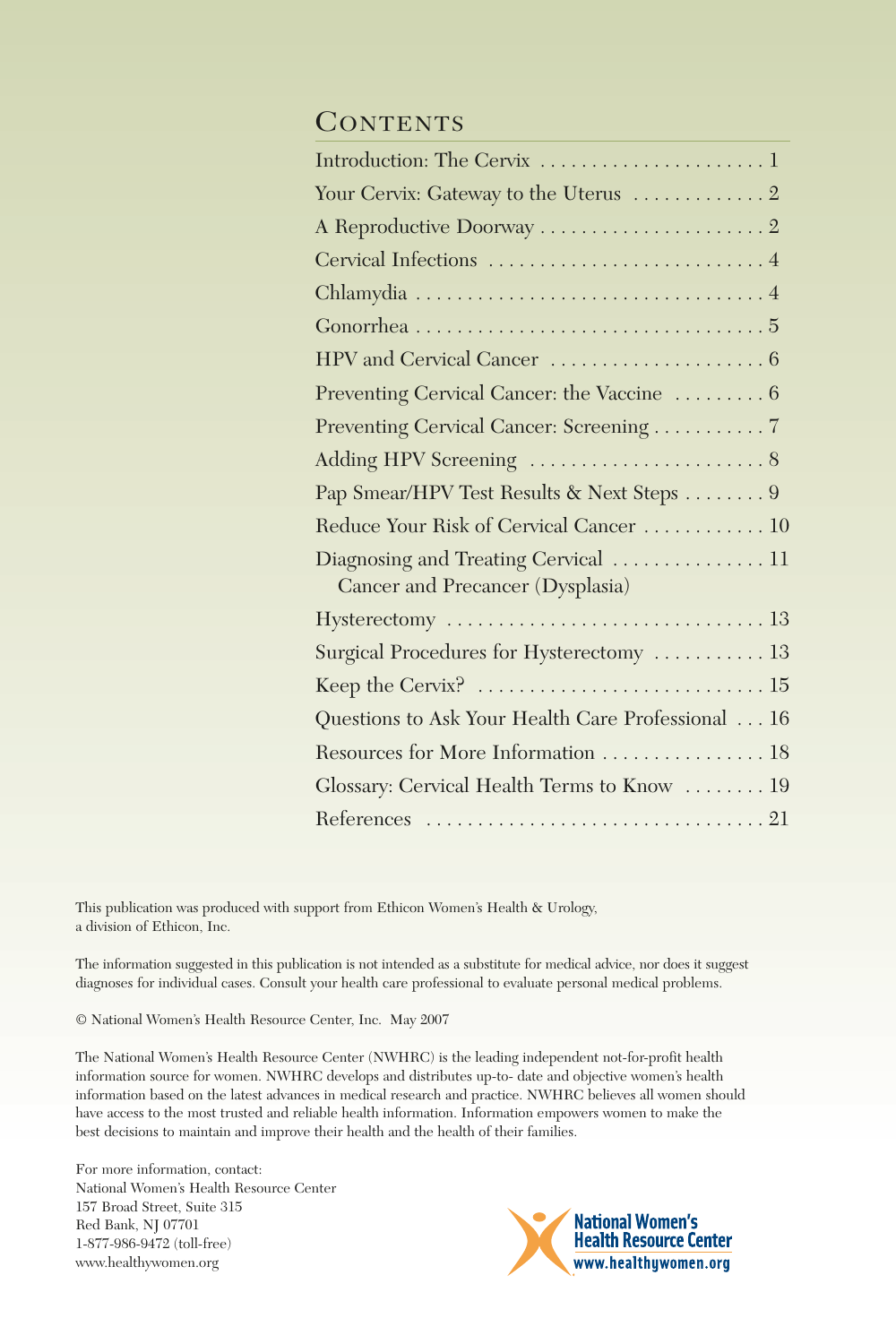# Contents

| | |
|---|---|
| Introduction: The Cervix | 1 |
| Your Cervix: Gateway to the Uterus | 2 |
| A Reproductive Doorway | 2 |
| Cervical Infections | 4 |
| Chlamydia | 4 |
| Gonorrhea | 5 |
| HPV and Cervical Cancer | 6 |
| Preventing Cervical Cancer: the Vaccine | 6 |
| Preventing Cervical Cancer: Screening | 7 |
| Adding HPV Screening | 8 |
| Pap Smear/HPV Test Results & Next Steps | 9 |
| Reduce Your Risk of Cervical Cancer | 10 |
| Diagnosing and Treating Cervical Cancer and Precancer (Dysplasia) | 11 |
| Hysterectomy | 13 |
| Surgical Procedures for Hysterectomy | 13 |
| Keep the Cervix? | 15 |
| Questions to Ask Your Health Care Professional | 16 |
| Resources for More Information | 18 |
| Glossary: Cervical Health Terms to Know | 19 |
| References | 21 |

This publication was produced with support from Ethicon Women's Health & Urology, a division of Ethicon, Inc.

The information suggested in this publication is not intended as a substitute for medical advice, nor does it suggest diagnoses for individual cases. Consult your health care professional to evaluate personal medical problems.

© National Women's Health Resource Center, Inc. May 2007

The National Women's Health Resource Center (NWHRC) is the leading independent not-for-profit health information source for women. NWHRC develops and distributes up-to- date and objective women's health information based on the latest advances in medical research and practice. NWHRC believes all women should have access to the most trusted and reliable health information. Information empowers women to make the best decisions to maintain and improve their health and the health of their families.

For more information, contact:
National Women's Health Resource Center
157 Broad Street, Suite 315
Red Bank, NJ 07701
1-877-986-9472 (toll-free)
www.healthywomen.org

National Women's Health Resource Center
www.healthywomen.org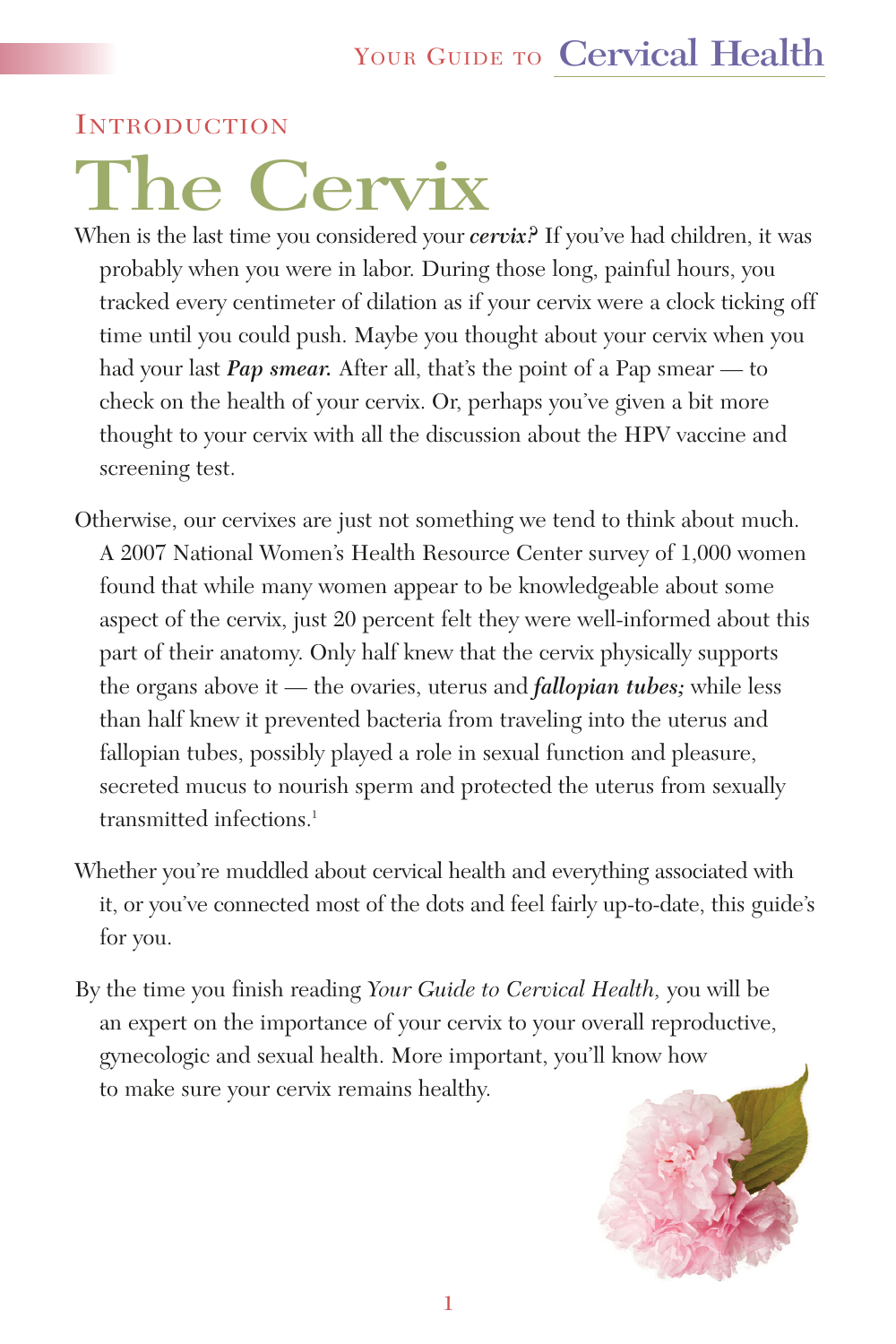## Introduction

# The Cervix

When is the last time you considered your ***cervix?*** If you've had children, it was probably when you were in labor. During those long, painful hours, you tracked every centimeter of dilation as if your cervix were a clock ticking off time until you could push. Maybe you thought about your cervix when you had your last ***Pap smear.*** After all, that's the point of a Pap smear — to check on the health of your cervix. Or, perhaps you've given a bit more thought to your cervix with all the discussion about the HPV vaccine and screening test.

Otherwise, our cervixes are just not something we tend to think about much. A 2007 National Women's Health Resource Center survey of 1,000 women found that while many women appear to be knowledgeable about some aspect of the cervix, just 20 percent felt they were well-informed about this part of their anatomy. Only half knew that the cervix physically supports the organs above it — the ovaries, uterus and ***fallopian tubes;*** while less than half knew it prevented bacteria from traveling into the uterus and fallopian tubes, possibly played a role in sexual function and pleasure, secreted mucus to nourish sperm and protected the uterus from sexually transmitted infections.[1]

Whether you're muddled about cervical health and everything associated with it, or you've connected most of the dots and feel fairly up-to-date, this guide's for you.

By the time you finish reading *Your Guide to Cervical Health,* you will be an expert on the importance of your cervix to your overall reproductive, gynecologic and sexual health. More important, you'll know how to make sure your cervix remains healthy.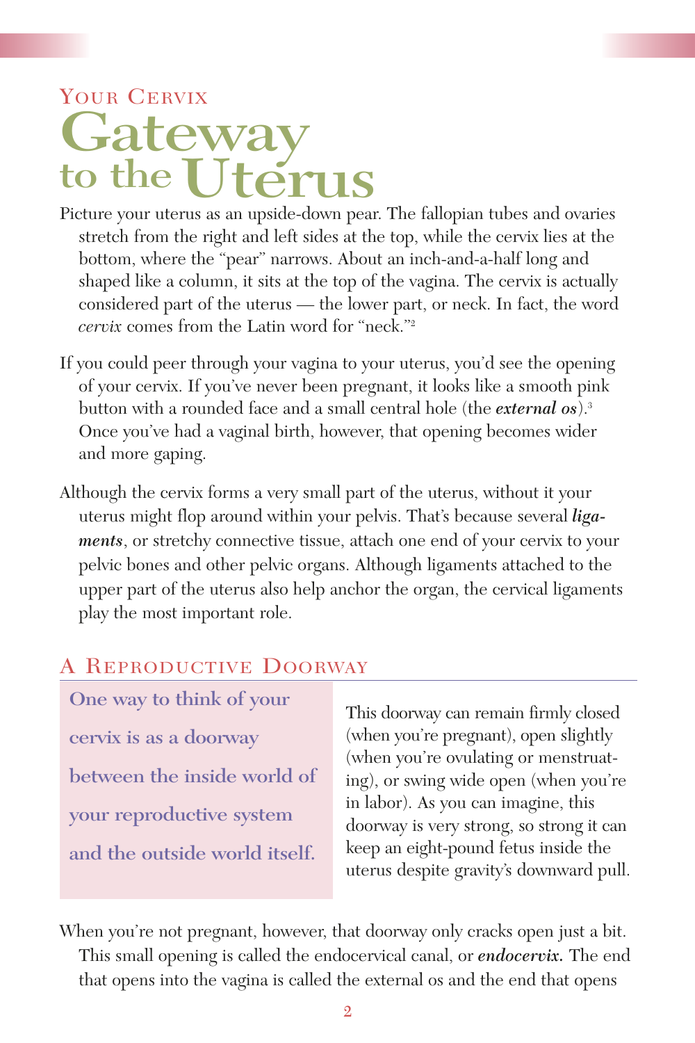## Your Cervix

# Gateway to the Uterus

Picture your uterus as an upside-down pear. The fallopian tubes and ovaries stretch from the right and left sides at the top, while the cervix lies at the bottom, where the "pear" narrows. About an inch-and-a-half long and shaped like a column, it sits at the top of the vagina. The cervix is actually considered part of the uterus — the lower part, or neck. In fact, the word *cervix* comes from the Latin word for "neck."[2]

If you could peer through your vagina to your uterus, you'd see the opening of your cervix. If you've never been pregnant, it looks like a smooth pink button with a rounded face and a small central hole (the ***external os***).[3] Once you've had a vaginal birth, however, that opening becomes wider and more gaping.

Although the cervix forms a very small part of the uterus, without it your uterus might flop around within your pelvis. That's because several ***ligaments***, or stretchy connective tissue, attach one end of your cervix to your pelvic bones and other pelvic organs. Although ligaments attached to the upper part of the uterus also help anchor the organ, the cervical ligaments play the most important role.

## A Reproductive Doorway

**One way to think of your cervix is as a doorway between the inside world of your reproductive system and the outside world itself.**

This doorway can remain firmly closed (when you're pregnant), open slightly (when you're ovulating or menstruating), or swing wide open (when you're in labor). As you can imagine, this doorway is very strong, so strong it can keep an eight-pound fetus inside the uterus despite gravity's downward pull.

When you're not pregnant, however, that doorway only cracks open just a bit. This small opening is called the endocervical canal, or ***endocervix.*** The end that opens into the vagina is called the external os and the end that opens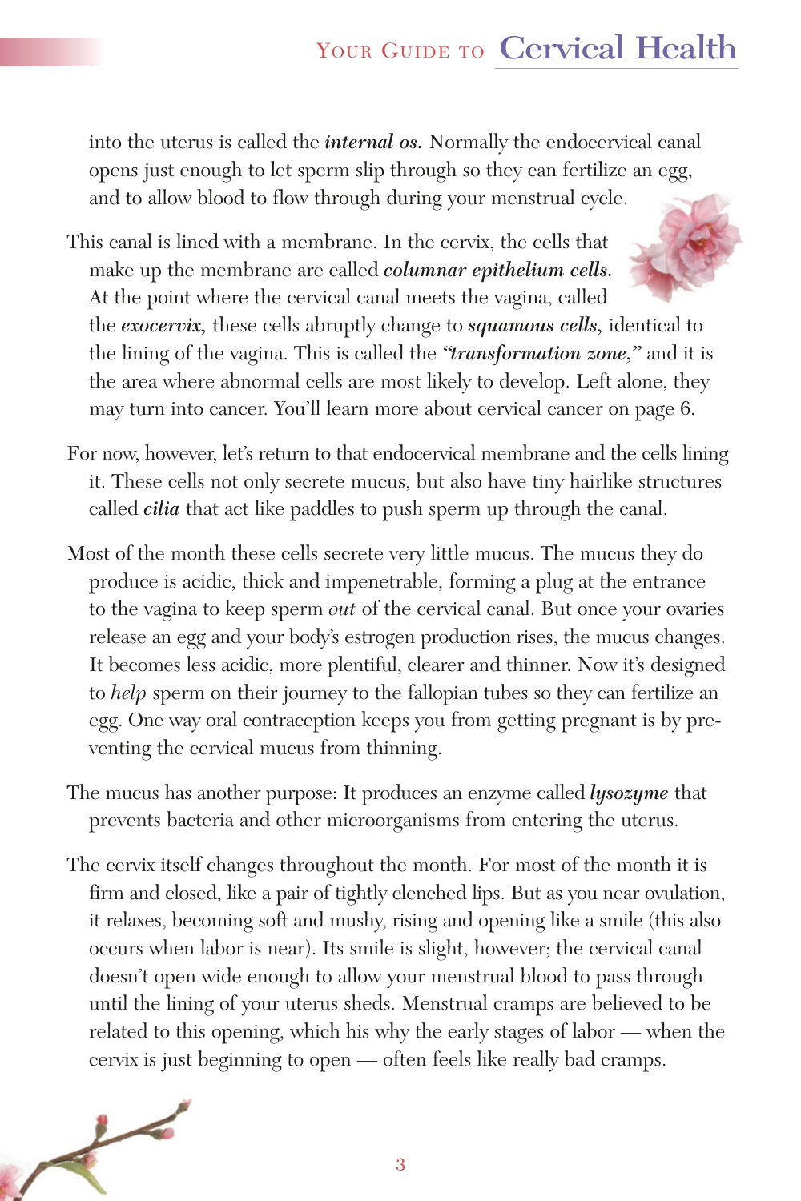into the uterus is called the ***internal os.*** Normally the endocervical canal opens just enough to let sperm slip through so they can fertilize an egg, and to allow blood to flow through during your menstrual cycle.

This canal is lined with a membrane. In the cervix, the cells that make up the membrane are called ***columnar epithelium cells.*** At the point where the cervical canal meets the vagina, called the ***exocervix,*** these cells abruptly change to ***squamous cells,*** identical to the lining of the vagina. This is called the ***"transformation zone,"*** and it is the area where abnormal cells are most likely to develop. Left alone, they may turn into cancer. You'll learn more about cervical cancer on page 6.

For now, however, let's return to that endocervical membrane and the cells lining it. These cells not only secrete mucus, but also have tiny hairlike structures called ***cilia*** that act like paddles to push sperm up through the canal.

Most of the month these cells secrete very little mucus. The mucus they do produce is acidic, thick and impenetrable, forming a plug at the entrance to the vagina to keep sperm *out* of the cervical canal. But once your ovaries release an egg and your body's estrogen production rises, the mucus changes. It becomes less acidic, more plentiful, clearer and thinner. Now it's designed to *help* sperm on their journey to the fallopian tubes so they can fertilize an egg. One way oral contraception keeps you from getting pregnant is by preventing the cervical mucus from thinning.

The mucus has another purpose: It produces an enzyme called ***lysozyme*** that prevents bacteria and other microorganisms from entering the uterus.

The cervix itself changes throughout the month. For most of the month it is firm and closed, like a pair of tightly clenched lips. But as you near ovulation, it relaxes, becoming soft and mushy, rising and opening like a smile (this also occurs when labor is near). Its smile is slight, however; the cervical canal doesn't open wide enough to allow your menstrual blood to pass through until the lining of your uterus sheds. Menstrual cramps are believed to be related to this opening, which his why the early stages of labor — when the cervix is just beginning to open — often feels like really bad cramps.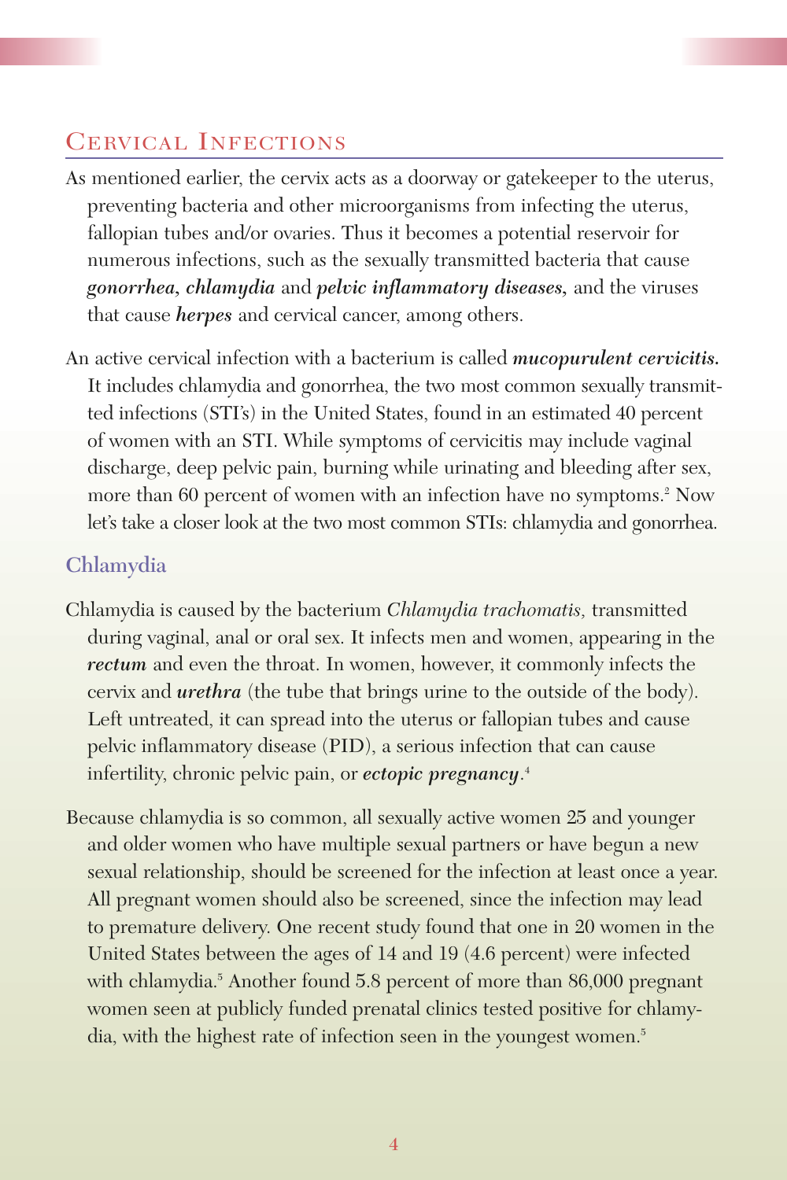## Cervical Infections

As mentioned earlier, the cervix acts as a doorway or gatekeeper to the uterus, preventing bacteria and other microorganisms from infecting the uterus, fallopian tubes and/or ovaries. Thus it becomes a potential reservoir for numerous infections, such as the sexually transmitted bacteria that cause ***gonorrhea***, ***chlamydia*** and ***pelvic inflammatory diseases,*** and the viruses that cause ***herpes*** and cervical cancer, among others.

An active cervical infection with a bacterium is called ***mucopurulent cervicitis.*** It includes chlamydia and gonorrhea, the two most common sexually transmitted infections (STI's) in the United States, found in an estimated 40 percent of women with an STI. While symptoms of cervicitis may include vaginal discharge, deep pelvic pain, burning while urinating and bleeding after sex, more than 60 percent of women with an infection have no symptoms.[2] Now let's take a closer look at the two most common STIs: chlamydia and gonorrhea.

### Chlamydia

Chlamydia is caused by the bacterium *Chlamydia trachomatis,* transmitted during vaginal, anal or oral sex. It infects men and women, appearing in the ***rectum*** and even the throat. In women, however, it commonly infects the cervix and ***urethra*** (the tube that brings urine to the outside of the body). Left untreated, it can spread into the uterus or fallopian tubes and cause pelvic inflammatory disease (PID), a serious infection that can cause infertility, chronic pelvic pain, or ***ectopic pregnancy***.[4]

Because chlamydia is so common, all sexually active women 25 and younger and older women who have multiple sexual partners or have begun a new sexual relationship, should be screened for the infection at least once a year. All pregnant women should also be screened, since the infection may lead to premature delivery. One recent study found that one in 20 women in the United States between the ages of 14 and 19 (4.6 percent) were infected with chlamydia.[5] Another found 5.8 percent of more than 86,000 pregnant women seen at publicly funded prenatal clinics tested positive for chlamydia, with the highest rate of infection seen in the youngest women.[5]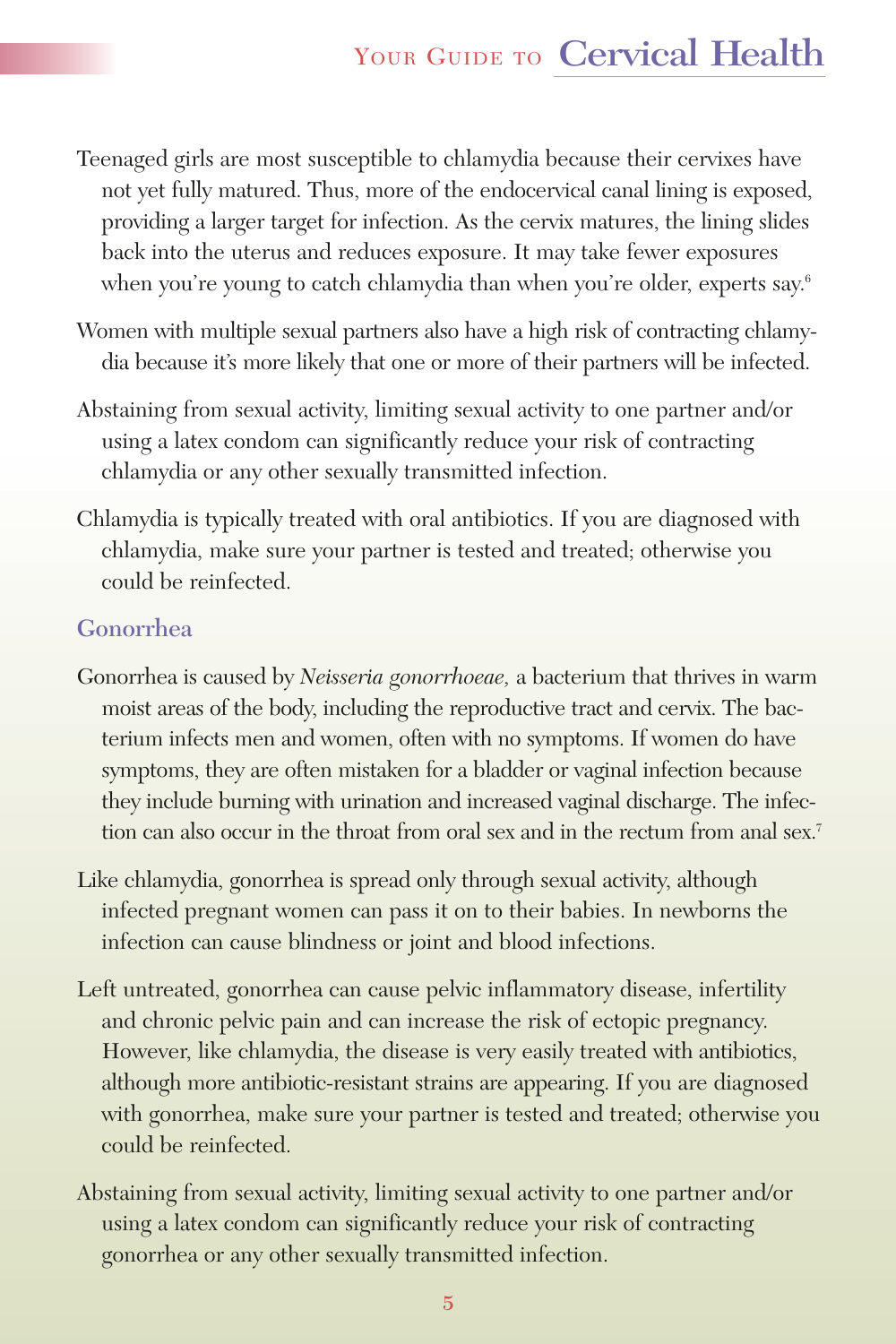Teenaged girls are most susceptible to chlamydia because their cervixes have not yet fully matured. Thus, more of the endocervical canal lining is exposed, providing a larger target for infection. As the cervix matures, the lining slides back into the uterus and reduces exposure. It may take fewer exposures when you're young to catch chlamydia than when you're older, experts say.[6]

Women with multiple sexual partners also have a high risk of contracting chlamydia because it's more likely that one or more of their partners will be infected.

Abstaining from sexual activity, limiting sexual activity to one partner and/or using a latex condom can significantly reduce your risk of contracting chlamydia or any other sexually transmitted infection.

Chlamydia is typically treated with oral antibiotics. If you are diagnosed with chlamydia, make sure your partner is tested and treated; otherwise you could be reinfected.

### Gonorrhea

Gonorrhea is caused by *Neisseria gonorrhoeae,* a bacterium that thrives in warm moist areas of the body, including the reproductive tract and cervix. The bacterium infects men and women, often with no symptoms. If women do have symptoms, they are often mistaken for a bladder or vaginal infection because they include burning with urination and increased vaginal discharge. The infection can also occur in the throat from oral sex and in the rectum from anal sex.[7]

Like chlamydia, gonorrhea is spread only through sexual activity, although infected pregnant women can pass it on to their babies. In newborns the infection can cause blindness or joint and blood infections.

Left untreated, gonorrhea can cause pelvic inflammatory disease, infertility and chronic pelvic pain and can increase the risk of ectopic pregnancy. However, like chlamydia, the disease is very easily treated with antibiotics, although more antibiotic-resistant strains are appearing. If you are diagnosed with gonorrhea, make sure your partner is tested and treated; otherwise you could be reinfected.

Abstaining from sexual activity, limiting sexual activity to one partner and/or using a latex condom can significantly reduce your risk of contracting gonorrhea or any other sexually transmitted infection.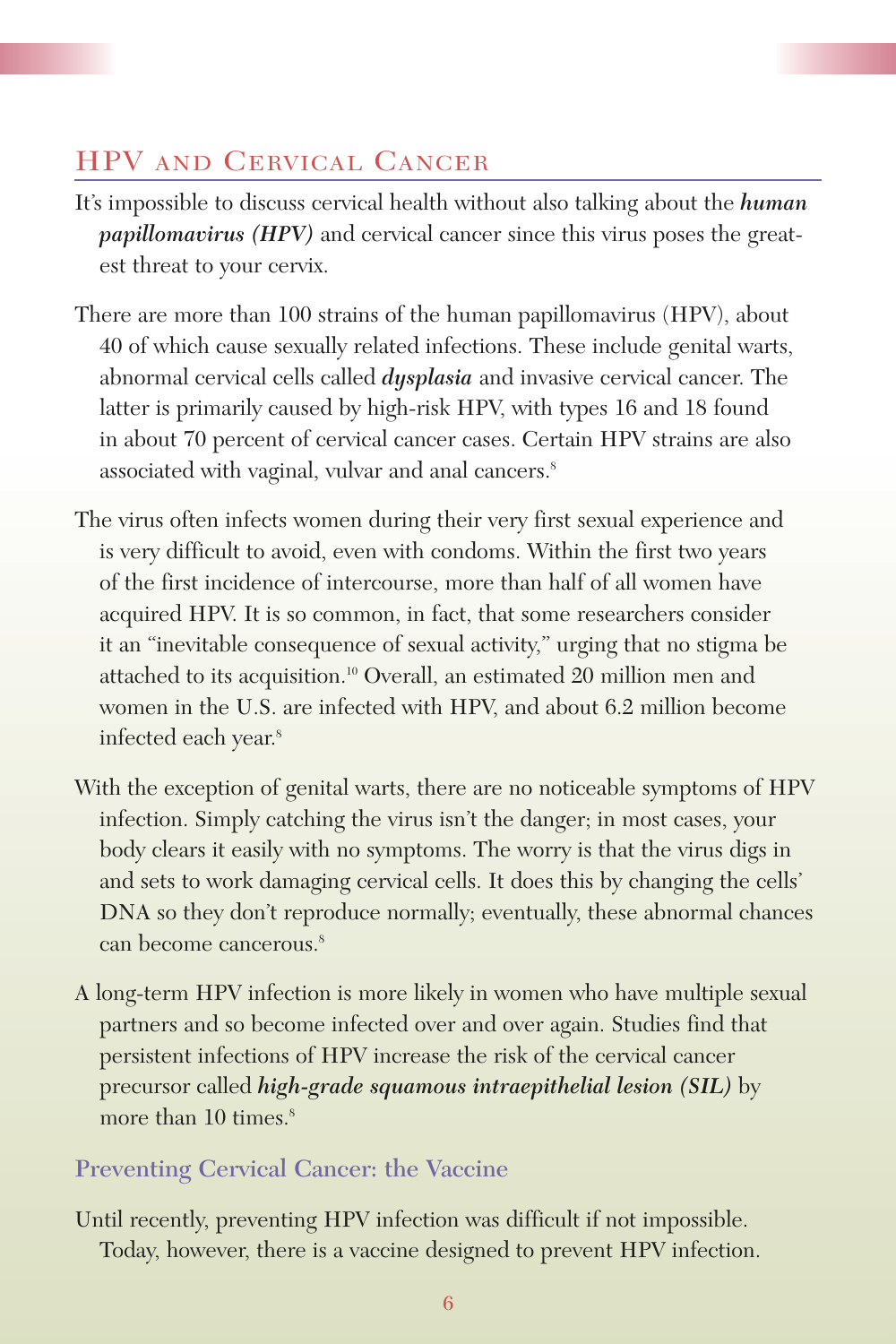## HPV and Cervical Cancer

It's impossible to discuss cervical health without also talking about the ***human papillomavirus (HPV)*** and cervical cancer since this virus poses the greatest threat to your cervix.

There are more than 100 strains of the human papillomavirus (HPV), about 40 of which cause sexually related infections. These include genital warts, abnormal cervical cells called ***dysplasia*** and invasive cervical cancer. The latter is primarily caused by high-risk HPV, with types 16 and 18 found in about 70 percent of cervical cancer cases. Certain HPV strains are also associated with vaginal, vulvar and anal cancers.[8]

The virus often infects women during their very first sexual experience and is very difficult to avoid, even with condoms. Within the first two years of the first incidence of intercourse, more than half of all women have acquired HPV. It is so common, in fact, that some researchers consider it an "inevitable consequence of sexual activity," urging that no stigma be attached to its acquisition.[10] Overall, an estimated 20 million men and women in the U.S. are infected with HPV, and about 6.2 million become infected each year.[8]

With the exception of genital warts, there are no noticeable symptoms of HPV infection. Simply catching the virus isn't the danger; in most cases, your body clears it easily with no symptoms. The worry is that the virus digs in and sets to work damaging cervical cells. It does this by changing the cells' DNA so they don't reproduce normally; eventually, these abnormal chances can become cancerous.[8]

A long-term HPV infection is more likely in women who have multiple sexual partners and so become infected over and over again. Studies find that persistent infections of HPV increase the risk of the cervical cancer precursor called ***high-grade squamous intraepithelial lesion (SIL)*** by more than 10 times.[8]

### Preventing Cervical Cancer: the Vaccine

Until recently, preventing HPV infection was difficult if not impossible. Today, however, there is a vaccine designed to prevent HPV infection.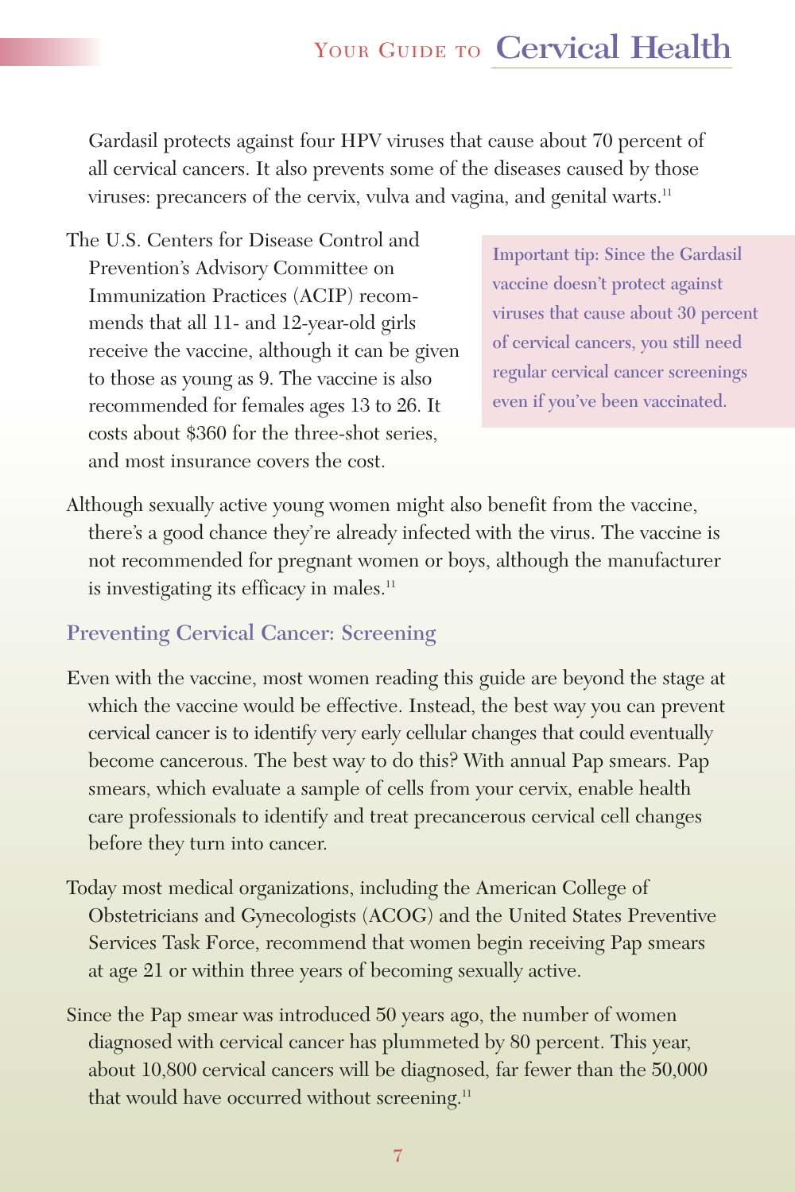Gardasil protects against four HPV viruses that cause about 70 percent of all cervical cancers. It also prevents some of the diseases caused by those viruses: precancers of the cervix, vulva and vagina, and genital warts.[11]

The U.S. Centers for Disease Control and Prevention's Advisory Committee on Immunization Practices (ACIP) recommends that all 11- and 12-year-old girls receive the vaccine, although it can be given to those as young as 9. The vaccine is also recommended for females ages 13 to 26. It costs about $360 for the three-shot series, and most insurance covers the cost.

**Important tip: Since the Gardasil vaccine doesn't protect against viruses that cause about 30 percent of cervical cancers, you still need regular cervical cancer screenings even if you've been vaccinated.**

Although sexually active young women might also benefit from the vaccine, there's a good chance they're already infected with the virus. The vaccine is not recommended for pregnant women or boys, although the manufacturer is investigating its efficacy in males.[11]

## Preventing Cervical Cancer: Screening

Even with the vaccine, most women reading this guide are beyond the stage at which the vaccine would be effective. Instead, the best way you can prevent cervical cancer is to identify very early cellular changes that could eventually become cancerous. The best way to do this? With annual Pap smears. Pap smears, which evaluate a sample of cells from your cervix, enable health care professionals to identify and treat precancerous cervical cell changes before they turn into cancer.

Today most medical organizations, including the American College of Obstetricians and Gynecologists (ACOG) and the United States Preventive Services Task Force, recommend that women begin receiving Pap smears at age 21 or within three years of becoming sexually active.

Since the Pap smear was introduced 50 years ago, the number of women diagnosed with cervical cancer has plummeted by 80 percent. This year, about 10,800 cervical cancers will be diagnosed, far fewer than the 50,000 that would have occurred without screening.[11]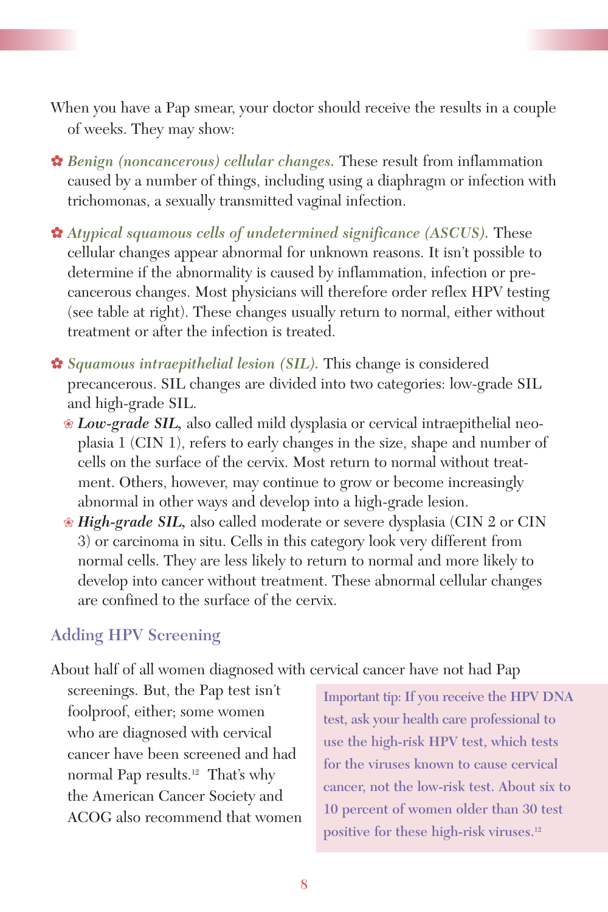When you have a Pap smear, your doctor should receive the results in a couple of weeks. They may show:

- *Benign (noncancerous) cellular changes.* These result from inflammation caused by a number of things, including using a diaphragm or infection with trichomonas, a sexually transmitted vaginal infection.
- *Atypical squamous cells of undetermined significance (ASCUS).* These cellular changes appear abnormal for unknown reasons. It isn't possible to determine if the abnormality is caused by inflammation, infection or pre-cancerous changes. Most physicians will therefore order reflex HPV testing (see table at right). These changes usually return to normal, either without treatment or after the infection is treated.
- *Squamous intraepithelial lesion (SIL).* This change is considered precancerous. SIL changes are divided into two categories: low-grade SIL and high-grade SIL.
  - ***Low-grade SIL,*** also called mild dysplasia or cervical intraepithelial neoplasia 1 (CIN 1), refers to early changes in the size, shape and number of cells on the surface of the cervix. Most return to normal without treatment. Others, however, may continue to grow or become increasingly abnormal in other ways and develop into a high-grade lesion.
  - ***High-grade SIL,*** also called moderate or severe dysplasia (CIN 2 or CIN 3) or carcinoma in situ. Cells in this category look very different from normal cells. They are less likely to return to normal and more likely to develop into cancer without treatment. These abnormal cellular changes are confined to the surface of the cervix.

## Adding HPV Screening

About half of all women diagnosed with cervical cancer have not had Pap screenings. But, the Pap test isn't foolproof, either; some women who are diagnosed with cervical cancer have been screened and had normal Pap results.[12] That's why the American Cancer Society and ACOG also recommend that women

> Important tip: If you receive the HPV DNA test, ask your health care professional to use the high-risk HPV test, which tests for the viruses known to cause cervical cancer, not the low-risk test. About six to 10 percent of women older than 30 test positive for these high-risk viruses.[12]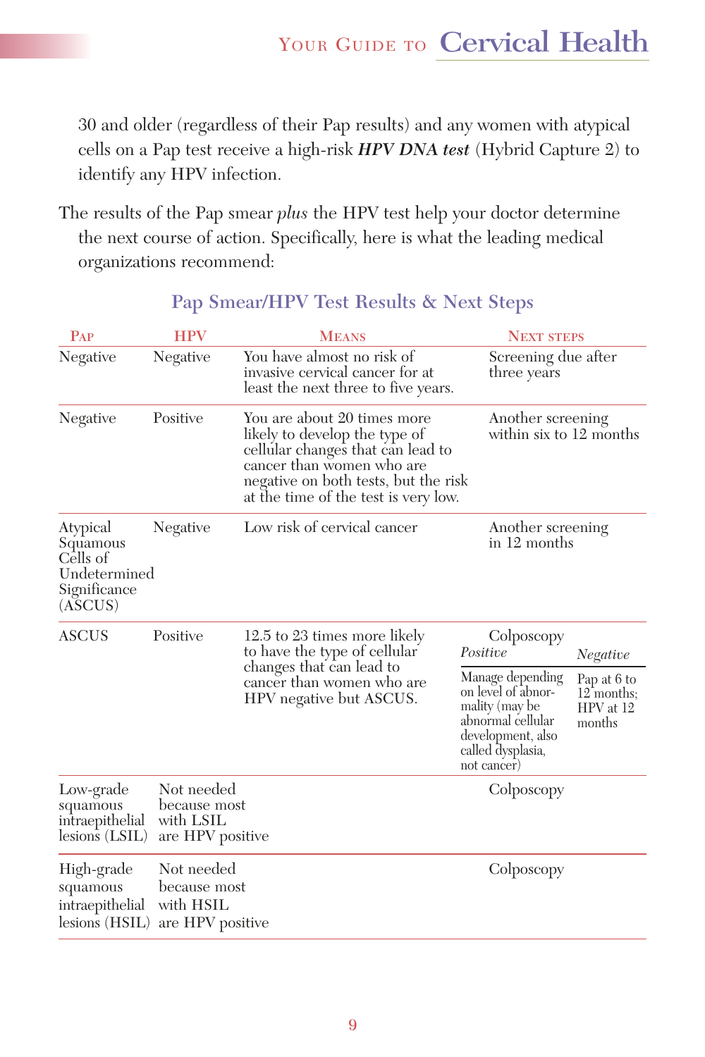30 and older (regardless of their Pap results) and any women with atypical cells on a Pap test receive a high-risk ***HPV DNA test*** (Hybrid Capture 2) to identify any HPV infection.

The results of the Pap smear *plus* the HPV test help your doctor determine the next course of action. Specifically, here is what the leading medical organizations recommend:

### Pap Smear/HPV Test Results & Next Steps

| Pap | HPV | Means | Next steps | |
|---|---|---|---|---|
| Negative | Negative | You have almost no risk of invasive cervical cancer for at least the next three to five years. | Screening due after three years | |
| Negative | Positive | You are about 20 times more likely to develop the type of cellular changes that can lead to cancer than women who are negative on both tests, but the risk at the time of the test is very low. | Another screening within six to 12 months | |
| Atypical Squamous Cells of Undetermined Significance (ASCUS) | Negative | Low risk of cervical cancer | Another screening in 12 months | |
| ASCUS | Positive | 12.5 to 23 times more likely to have the type of cellular changes that can lead to cancer than women who are HPV negative but ASCUS. | Colposcopy<br>*Positive*: Manage depending on level of abnormality (may be abnormal cellular development, also called dysplasia, not cancer) | *Negative*: Pap at 6 to 12 months; HPV at 12 months |
| Low-grade squamous intraepithelial lesions (LSIL) | Not needed because most with LSIL are HPV positive | | Colposcopy | |
| High-grade squamous intraepithelial lesions (HSIL) | Not needed because most with HSIL are HPV positive | | Colposcopy | |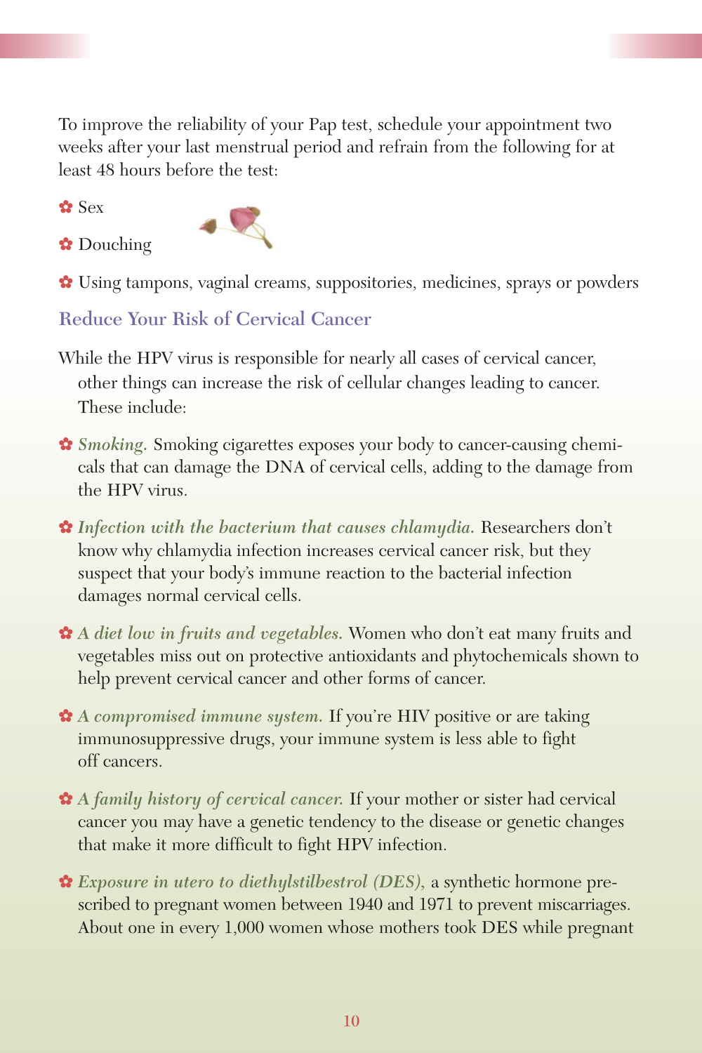To improve the reliability of your Pap test, schedule your appointment two weeks after your last menstrual period and refrain from the following for at least 48 hours before the test:

- Sex
- Douching
- Using tampons, vaginal creams, suppositories, medicines, sprays or powders

## Reduce Your Risk of Cervical Cancer

While the HPV virus is responsible for nearly all cases of cervical cancer, other things can increase the risk of cellular changes leading to cancer. These include:

- *Smoking.* Smoking cigarettes exposes your body to cancer-causing chemicals that can damage the DNA of cervical cells, adding to the damage from the HPV virus.
- *Infection with the bacterium that causes chlamydia.* Researchers don't know why chlamydia infection increases cervical cancer risk, but they suspect that your body's immune reaction to the bacterial infection damages normal cervical cells.
- *A diet low in fruits and vegetables.* Women who don't eat many fruits and vegetables miss out on protective antioxidants and phytochemicals shown to help prevent cervical cancer and other forms of cancer.
- *A compromised immune system.* If you're HIV positive or are taking immunosuppressive drugs, your immune system is less able to fight off cancers.
- *A family history of cervical cancer.* If your mother or sister had cervical cancer you may have a genetic tendency to the disease or genetic changes that make it more difficult to fight HPV infection.
- *Exposure in utero to diethylstilbestrol (DES),* a synthetic hormone prescribed to pregnant women between 1940 and 1971 to prevent miscarriages. About one in every 1,000 women whose mothers took DES while pregnant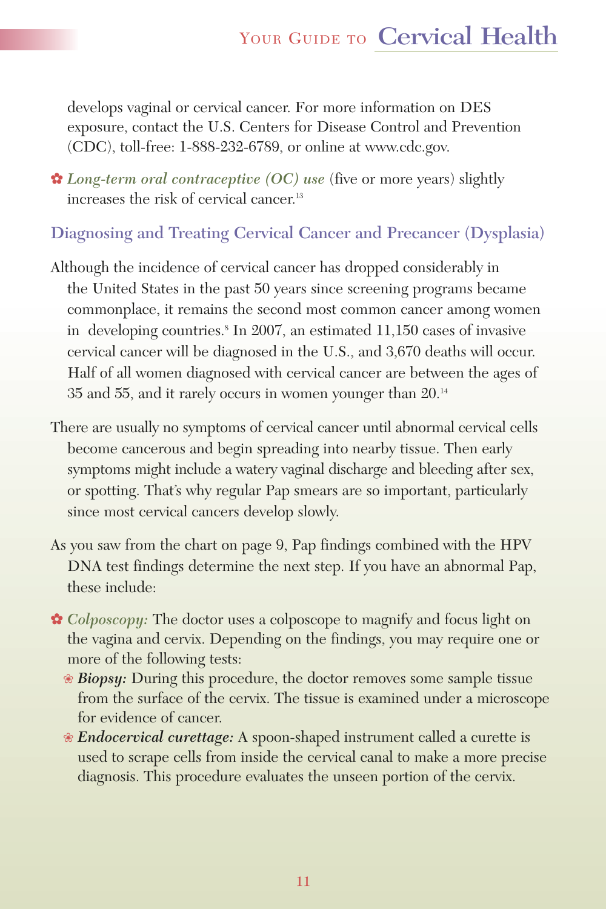develops vaginal or cervical cancer. For more information on DES exposure, contact the U.S. Centers for Disease Control and Prevention (CDC), toll-free: 1-888-232-6789, or online at www.cdc.gov.

- *Long-term oral contraceptive (OC) use* (five or more years) slightly increases the risk of cervical cancer.[13]

## Diagnosing and Treating Cervical Cancer and Precancer (Dysplasia)

Although the incidence of cervical cancer has dropped considerably in the United States in the past 50 years since screening programs became commonplace, it remains the second most common cancer among women in developing countries.[8] In 2007, an estimated 11,150 cases of invasive cervical cancer will be diagnosed in the U.S., and 3,670 deaths will occur. Half of all women diagnosed with cervical cancer are between the ages of 35 and 55, and it rarely occurs in women younger than 20.[14]

There are usually no symptoms of cervical cancer until abnormal cervical cells become cancerous and begin spreading into nearby tissue. Then early symptoms might include a watery vaginal discharge and bleeding after sex, or spotting. That's why regular Pap smears are so important, particularly since most cervical cancers develop slowly.

As you saw from the chart on page 9, Pap findings combined with the HPV DNA test findings determine the next step. If you have an abnormal Pap, these include:

- *Colposcopy:* The doctor uses a colposcope to magnify and focus light on the vagina and cervix. Depending on the findings, you may require one or more of the following tests:
  - ***Biopsy:*** During this procedure, the doctor removes some sample tissue from the surface of the cervix. The tissue is examined under a microscope for evidence of cancer.
  - ***Endocervical curettage:*** A spoon-shaped instrument called a curette is used to scrape cells from inside the cervical canal to make a more precise diagnosis. This procedure evaluates the unseen portion of the cervix.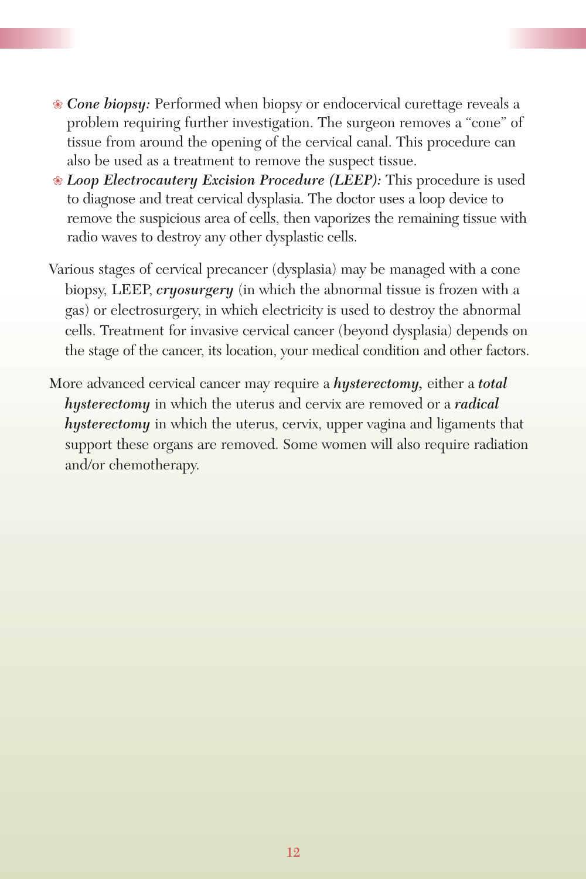- ***Cone biopsy:*** Performed when biopsy or endocervical curettage reveals a problem requiring further investigation. The surgeon removes a "cone" of tissue from around the opening of the cervical canal. This procedure can also be used as a treatment to remove the suspect tissue.
- ***Loop Electrocautery Excision Procedure (LEEP):*** This procedure is used to diagnose and treat cervical dysplasia. The doctor uses a loop device to remove the suspicious area of cells, then vaporizes the remaining tissue with radio waves to destroy any other dysplastic cells.

Various stages of cervical precancer (dysplasia) may be managed with a cone biopsy, LEEP, ***cryosurgery*** (in which the abnormal tissue is frozen with a gas) or electrosurgery, in which electricity is used to destroy the abnormal cells. Treatment for invasive cervical cancer (beyond dysplasia) depends on the stage of the cancer, its location, your medical condition and other factors.

More advanced cervical cancer may require a ***hysterectomy,*** either a ***total hysterectomy*** in which the uterus and cervix are removed or a ***radical hysterectomy*** in which the uterus, cervix, upper vagina and ligaments that support these organs are removed. Some women will also require radiation and/or chemotherapy.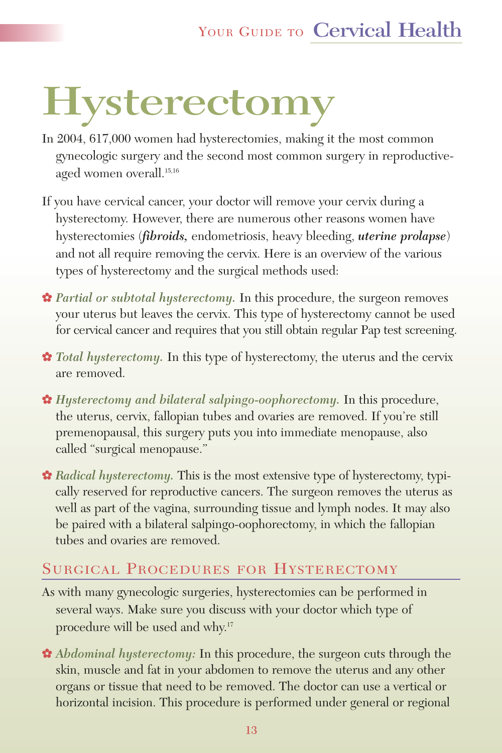# Hysterectomy

In 2004, 617,000 women had hysterectomies, making it the most common gynecologic surgery and the second most common surgery in reproductive-aged women overall.[15,16]

If you have cervical cancer, your doctor will remove your cervix during a hysterectomy. However, there are numerous other reasons women have hysterectomies (***fibroids,*** endometriosis, heavy bleeding, ***uterine prolapse***) and not all require removing the cervix. Here is an overview of the various types of hysterectomy and the surgical methods used:

- *Partial or subtotal hysterectomy.* In this procedure, the surgeon removes your uterus but leaves the cervix. This type of hysterectomy cannot be used for cervical cancer and requires that you still obtain regular Pap test screening.
- *Total hysterectomy.* In this type of hysterectomy, the uterus and the cervix are removed.
- *Hysterectomy and bilateral salpingo-oophorectomy.* In this procedure, the uterus, cervix, fallopian tubes and ovaries are removed. If you're still premenopausal, this surgery puts you into immediate menopause, also called "surgical menopause."
- *Radical hysterectomy.* This is the most extensive type of hysterectomy, typically reserved for reproductive cancers. The surgeon removes the uterus as well as part of the vagina, surrounding tissue and lymph nodes. It may also be paired with a bilateral salpingo-oophorectomy, in which the fallopian tubes and ovaries are removed.

## Surgical Procedures for Hysterectomy

As with many gynecologic surgeries, hysterectomies can be performed in several ways. Make sure you discuss with your doctor which type of procedure will be used and why.[17]

- *Abdominal hysterectomy:* In this procedure, the surgeon cuts through the skin, muscle and fat in your abdomen to remove the uterus and any other organs or tissue that need to be removed. The doctor can use a vertical or horizontal incision. This procedure is performed under general or regional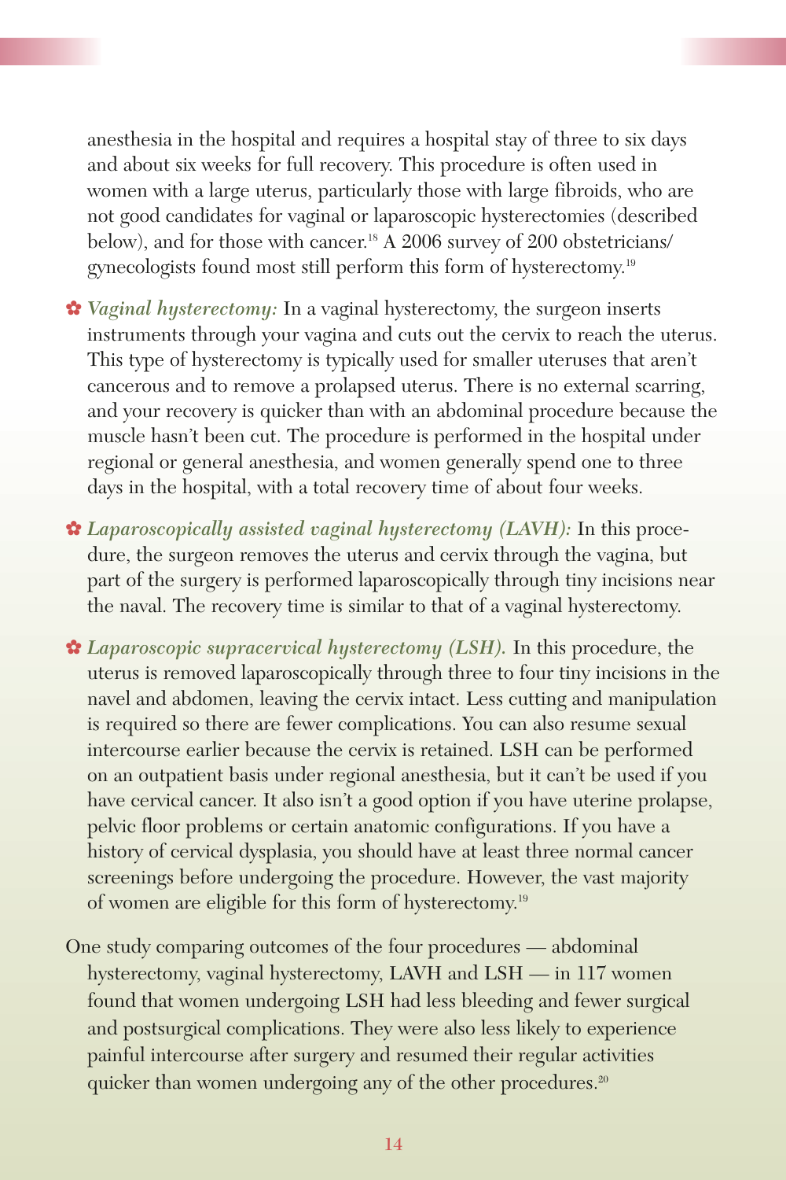anesthesia in the hospital and requires a hospital stay of three to six days and about six weeks for full recovery. This procedure is often used in women with a large uterus, particularly those with large fibroids, who are not good candidates for vaginal or laparoscopic hysterectomies (described below), and for those with cancer.[18] A 2006 survey of 200 obstetricians/gynecologists found most still perform this form of hysterectomy.[19]

- *Vaginal hysterectomy:* In a vaginal hysterectomy, the surgeon inserts instruments through your vagina and cuts out the cervix to reach the uterus. This type of hysterectomy is typically used for smaller uteruses that aren't cancerous and to remove a prolapsed uterus. There is no external scarring, and your recovery is quicker than with an abdominal procedure because the muscle hasn't been cut. The procedure is performed in the hospital under regional or general anesthesia, and women generally spend one to three days in the hospital, with a total recovery time of about four weeks.
- *Laparoscopically assisted vaginal hysterectomy (LAVH):* In this procedure, the surgeon removes the uterus and cervix through the vagina, but part of the surgery is performed laparoscopically through tiny incisions near the naval. The recovery time is similar to that of a vaginal hysterectomy.
- *Laparoscopic supracervical hysterectomy (LSH).* In this procedure, the uterus is removed laparoscopically through three to four tiny incisions in the navel and abdomen, leaving the cervix intact. Less cutting and manipulation is required so there are fewer complications. You can also resume sexual intercourse earlier because the cervix is retained. LSH can be performed on an outpatient basis under regional anesthesia, but it can't be used if you have cervical cancer. It also isn't a good option if you have uterine prolapse, pelvic floor problems or certain anatomic configurations. If you have a history of cervical dysplasia, you should have at least three normal cancer screenings before undergoing the procedure. However, the vast majority of women are eligible for this form of hysterectomy.[19]

One study comparing outcomes of the four procedures — abdominal hysterectomy, vaginal hysterectomy, LAVH and LSH — in 117 women found that women undergoing LSH had less bleeding and fewer surgical and postsurgical complications. They were also less likely to experience painful intercourse after surgery and resumed their regular activities quicker than women undergoing any of the other procedures.[20]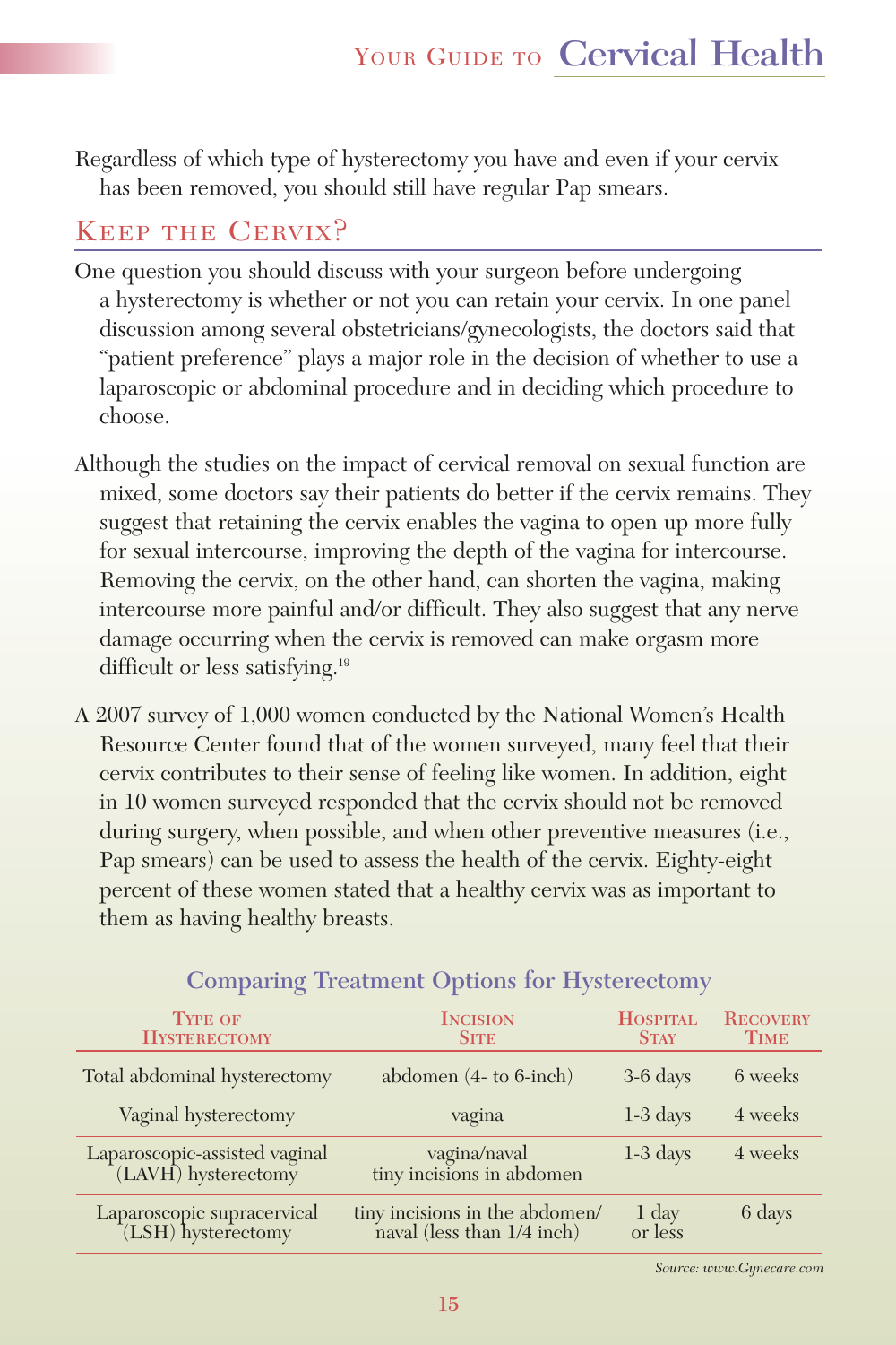Regardless of which type of hysterectomy you have and even if your cervix has been removed, you should still have regular Pap smears.

## Keep the Cervix?

One question you should discuss with your surgeon before undergoing a hysterectomy is whether or not you can retain your cervix. In one panel discussion among several obstetricians/gynecologists, the doctors said that "patient preference" plays a major role in the decision of whether to use a laparoscopic or abdominal procedure and in deciding which procedure to choose.

Although the studies on the impact of cervical removal on sexual function are mixed, some doctors say their patients do better if the cervix remains. They suggest that retaining the cervix enables the vagina to open up more fully for sexual intercourse, improving the depth of the vagina for intercourse. Removing the cervix, on the other hand, can shorten the vagina, making intercourse more painful and/or difficult. They also suggest that any nerve damage occurring when the cervix is removed can make orgasm more difficult or less satisfying.[19]

A 2007 survey of 1,000 women conducted by the National Women's Health Resource Center found that of the women surveyed, many feel that their cervix contributes to their sense of feeling like women. In addition, eight in 10 women surveyed responded that the cervix should not be removed during surgery, when possible, and when other preventive measures (i.e., Pap smears) can be used to assess the health of the cervix. Eighty-eight percent of these women stated that a healthy cervix was as important to them as having healthy breasts.

### Comparing Treatment Options for Hysterectomy

| Type of Hysterectomy | Incision Site | Hospital Stay | Recovery Time |
|---|---|---|---|
| Total abdominal hysterectomy | abdomen (4- to 6-inch) | 3-6 days | 6 weeks |
| Vaginal hysterectomy | vagina | 1-3 days | 4 weeks |
| Laparoscopic-assisted vaginal (LAVH) hysterectomy | vagina/naval tiny incisions in abdomen | 1-3 days | 4 weeks |
| Laparoscopic supracervical (LSH) hysterectomy | tiny incisions in the abdomen/ naval (less than 1/4 inch) | 1 day or less | 6 days |

*Source: www.Gynecare.com*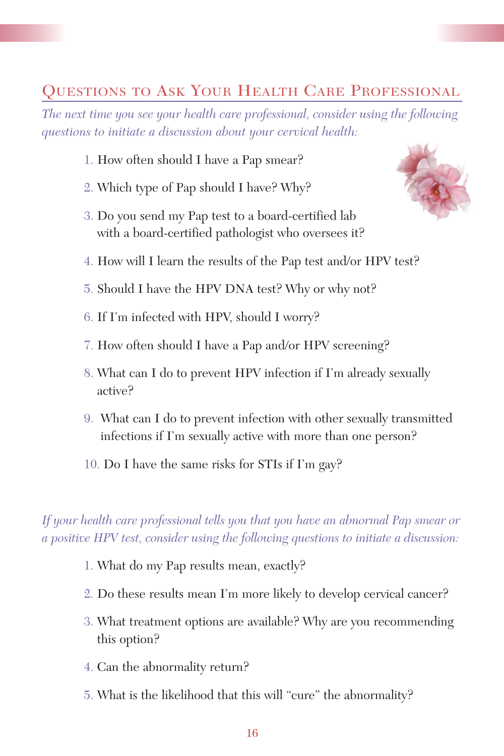## Questions to Ask Your Health Care Professional

*The next time you see your health care professional, consider using the following questions to initiate a discussion about your cervical health:*

1. How often should I have a Pap smear?
2. Which type of Pap should I have? Why?
3. Do you send my Pap test to a board-certified lab with a board-certified pathologist who oversees it?
4. How will I learn the results of the Pap test and/or HPV test?
5. Should I have the HPV DNA test? Why or why not?
6. If I'm infected with HPV, should I worry?
7. How often should I have a Pap and/or HPV screening?
8. What can I do to prevent HPV infection if I'm already sexually active?
9. What can I do to prevent infection with other sexually transmitted infections if I'm sexually active with more than one person?
10. Do I have the same risks for STIs if I'm gay?

*If your health care professional tells you that you have an abnormal Pap smear or a positive HPV test, consider using the following questions to initiate a discussion:*

1. What do my Pap results mean, exactly?
2. Do these results mean I'm more likely to develop cervical cancer?
3. What treatment options are available? Why are you recommending this option?
4. Can the abnormality return?
5. What is the likelihood that this will "cure" the abnormality?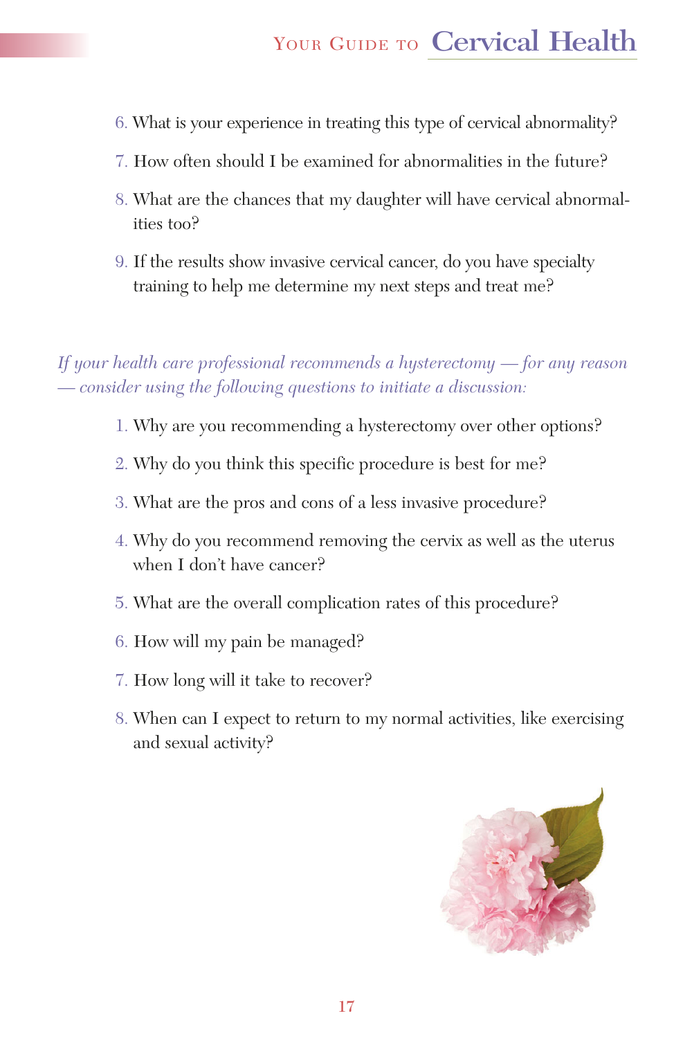6. What is your experience in treating this type of cervical abnormality?
7. How often should I be examined for abnormalities in the future?
8. What are the chances that my daughter will have cervical abnormalities too?
9. If the results show invasive cervical cancer, do you have specialty training to help me determine my next steps and treat me?

*If your health care professional recommends a hysterectomy — for any reason — consider using the following questions to initiate a discussion:*

1. Why are you recommending a hysterectomy over other options?
2. Why do you think this specific procedure is best for me?
3. What are the pros and cons of a less invasive procedure?
4. Why do you recommend removing the cervix as well as the uterus when I don't have cancer?
5. What are the overall complication rates of this procedure?
6. How will my pain be managed?
7. How long will it take to recover?
8. When can I expect to return to my normal activities, like exercising and sexual activity?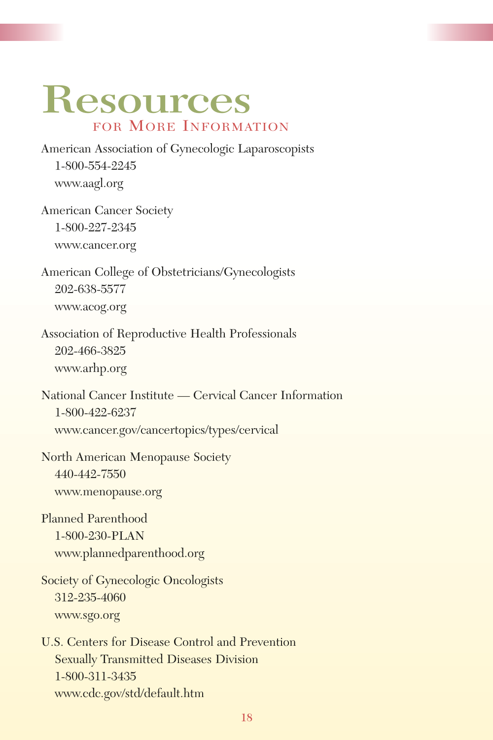# Resources

## for More Information

American Association of Gynecologic Laparoscopists
1-800-554-2245
www.aagl.org

American Cancer Society
1-800-227-2345
www.cancer.org

American College of Obstetricians/Gynecologists
202-638-5577
www.acog.org

Association of Reproductive Health Professionals
202-466-3825
www.arhp.org

National Cancer Institute — Cervical Cancer Information
1-800-422-6237
www.cancer.gov/cancertopics/types/cervical

North American Menopause Society
440-442-7550
www.menopause.org

Planned Parenthood
1-800-230-PLAN
www.plannedparenthood.org

Society of Gynecologic Oncologists
312-235-4060
www.sgo.org

U.S. Centers for Disease Control and Prevention
Sexually Transmitted Diseases Division
1-800-311-3435
www.cdc.gov/std/default.htm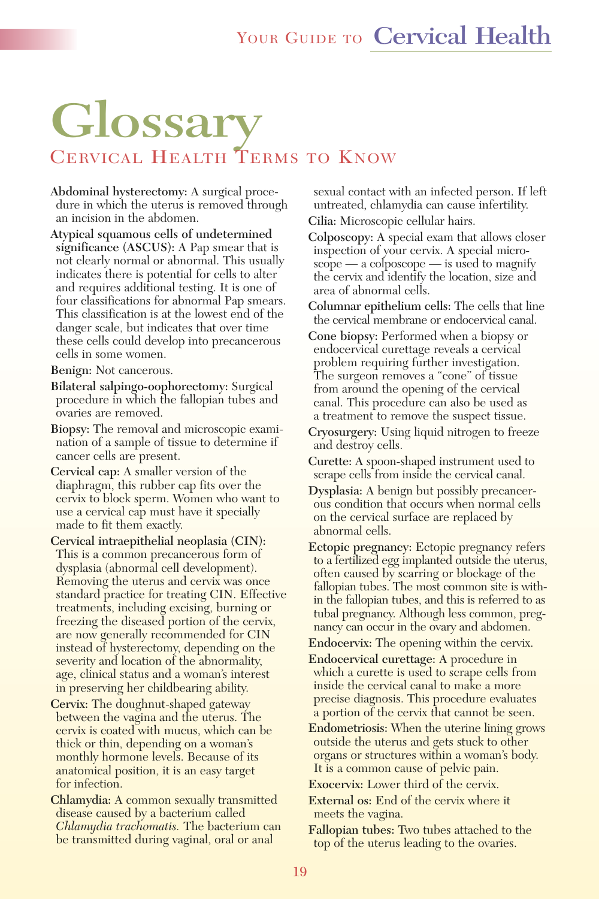# Glossary

## Cervical Health Terms to Know

**Abdominal hysterectomy:** A surgical procedure in which the uterus is removed through an incision in the abdomen.

**Atypical squamous cells of undetermined significance (ASCUS):** A Pap smear that is not clearly normal or abnormal. This usually indicates there is potential for cells to alter and requires additional testing. It is one of four classifications for abnormal Pap smears. This classification is at the lowest end of the danger scale, but indicates that over time these cells could develop into precancerous cells in some women.

**Benign:** Not cancerous.

**Bilateral salpingo-oophorectomy:** Surgical procedure in which the fallopian tubes and ovaries are removed.

**Biopsy:** The removal and microscopic examination of a sample of tissue to determine if cancer cells are present.

**Cervical cap:** A smaller version of the diaphragm, this rubber cap fits over the cervix to block sperm. Women who want to use a cervical cap must have it specially made to fit them exactly.

**Cervical intraepithelial neoplasia (CIN):** This is a common precancerous form of dysplasia (abnormal cell development). Removing the uterus and cervix was once standard practice for treating CIN. Effective treatments, including excising, burning or freezing the diseased portion of the cervix, are now generally recommended for CIN instead of hysterectomy, depending on the severity and location of the abnormality, age, clinical status and a woman's interest in preserving her childbearing ability.

**Cervix:** The doughnut-shaped gateway between the vagina and the uterus. The cervix is coated with mucus, which can be thick or thin, depending on a woman's monthly hormone levels. Because of its anatomical position, it is an easy target for infection.

**Chlamydia:** A common sexually transmitted disease caused by a bacterium called *Chlamydia trachomatis.* The bacterium can be transmitted during vaginal, oral or anal sexual contact with an infected person. If left untreated, chlamydia can cause infertility.

**Cilia:** Microscopic cellular hairs.

**Colposcopy:** A special exam that allows closer inspection of your cervix. A special microscope — a colposcope — is used to magnify the cervix and identify the location, size and area of abnormal cells.

**Columnar epithelium cells:** The cells that line the cervical membrane or endocervical canal.

**Cone biopsy:** Performed when a biopsy or endocervical curettage reveals a cervical problem requiring further investigation. The surgeon removes a "cone" of tissue from around the opening of the cervical canal. This procedure can also be used as a treatment to remove the suspect tissue.

**Cryosurgery:** Using liquid nitrogen to freeze and destroy cells.

**Curette:** A spoon-shaped instrument used to scrape cells from inside the cervical canal.

**Dysplasia:** A benign but possibly precancerous condition that occurs when normal cells on the cervical surface are replaced by abnormal cells.

**Ectopic pregnancy:** Ectopic pregnancy refers to a fertilized egg implanted outside the uterus, often caused by scarring or blockage of the fallopian tubes. The most common site is within the fallopian tubes, and this is referred to as tubal pregnancy. Although less common, pregnancy can occur in the ovary and abdomen.

**Endocervix:** The opening within the cervix.

**Endocervical curettage:** A procedure in which a curette is used to scrape cells from inside the cervical canal to make a more precise diagnosis. This procedure evaluates a portion of the cervix that cannot be seen.

**Endometriosis:** When the uterine lining grows outside the uterus and gets stuck to other organs or structures within a woman's body. It is a common cause of pelvic pain.

**Exocervix:** Lower third of the cervix.

**External os:** End of the cervix where it meets the vagina.

**Fallopian tubes:** Two tubes attached to the top of the uterus leading to the ovaries.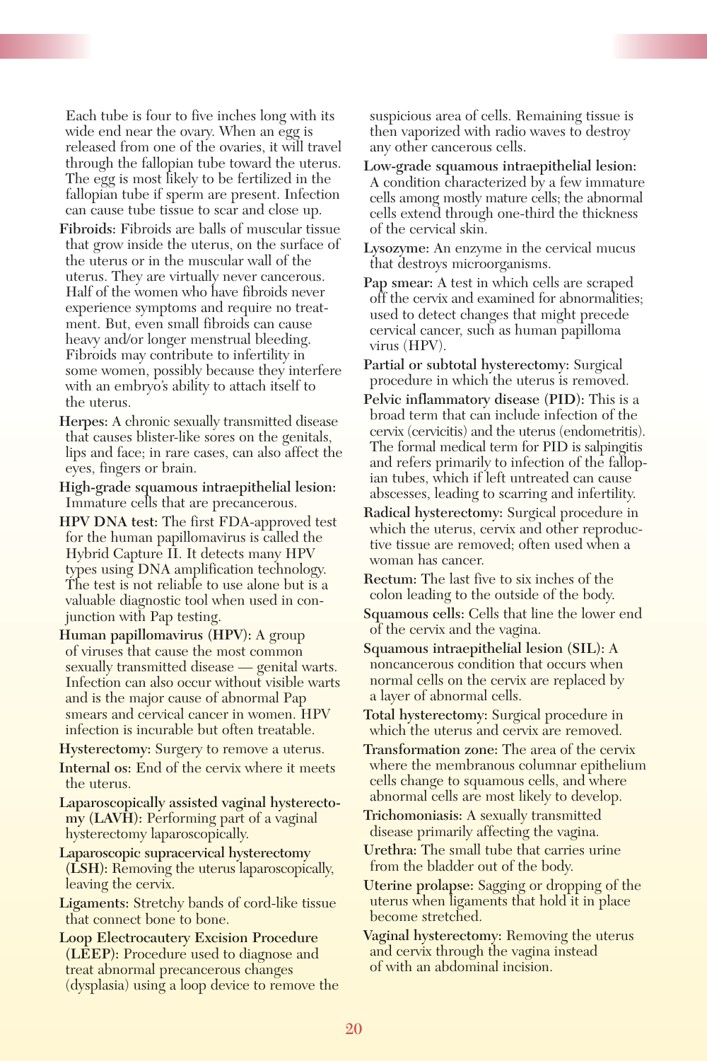Each tube is four to five inches long with its wide end near the ovary. When an egg is released from one of the ovaries, it will travel through the fallopian tube toward the uterus. The egg is most likely to be fertilized in the fallopian tube if sperm are present. Infection can cause tube tissue to scar and close up.

**Fibroids:** Fibroids are balls of muscular tissue that grow inside the uterus, on the surface of the uterus or in the muscular wall of the uterus. They are virtually never cancerous. Half of the women who have fibroids never experience symptoms and require no treatment. But, even small fibroids can cause heavy and/or longer menstrual bleeding. Fibroids may contribute to infertility in some women, possibly because they interfere with an embryo's ability to attach itself to the uterus.

**Herpes:** A chronic sexually transmitted disease that causes blister-like sores on the genitals, lips and face; in rare cases, can also affect the eyes, fingers or brain.

**High-grade squamous intraepithelial lesion:** Immature cells that are precancerous.

**HPV DNA test:** The first FDA-approved test for the human papillomavirus is called the Hybrid Capture II. It detects many HPV types using DNA amplification technology. The test is not reliable to use alone but is a valuable diagnostic tool when used in conjunction with Pap testing.

**Human papillomavirus (HPV):** A group of viruses that cause the most common sexually transmitted disease — genital warts. Infection can also occur without visible warts and is the major cause of abnormal Pap smears and cervical cancer in women. HPV infection is incurable but often treatable.

**Hysterectomy:** Surgery to remove a uterus.

**Internal os:** End of the cervix where it meets the uterus.

**Laparoscopically assisted vaginal hysterectomy (LAVH):** Performing part of a vaginal hysterectomy laparoscopically.

**Laparoscopic supracervical hysterectomy (LSH):** Removing the uterus laparoscopically, leaving the cervix.

**Ligaments:** Stretchy bands of cord-like tissue that connect bone to bone.

**Loop Electrocautery Excision Procedure (LEEP):** Procedure used to diagnose and treat abnormal precancerous changes (dysplasia) using a loop device to remove the suspicious area of cells. Remaining tissue is then vaporized with radio waves to destroy any other cancerous cells.

**Low-grade squamous intraepithelial lesion:** A condition characterized by a few immature cells among mostly mature cells; the abnormal cells extend through one-third the thickness of the cervical skin.

**Lysozyme:** An enzyme in the cervical mucus that destroys microorganisms.

**Pap smear:** A test in which cells are scraped off the cervix and examined for abnormalities; used to detect changes that might precede cervical cancer, such as human papilloma virus (HPV).

**Partial or subtotal hysterectomy:** Surgical procedure in which the uterus is removed.

**Pelvic inflammatory disease (PID):** This is a broad term that can include infection of the cervix (cervicitis) and the uterus (endometritis). The formal medical term for PID is salpingitis and refers primarily to infection of the fallopian tubes, which if left untreated can cause abscesses, leading to scarring and infertility.

**Radical hysterectomy:** Surgical procedure in which the uterus, cervix and other reproductive tissue are removed; often used when a woman has cancer.

**Rectum:** The last five to six inches of the colon leading to the outside of the body.

**Squamous cells:** Cells that line the lower end of the cervix and the vagina.

**Squamous intraepithelial lesion (SIL):** A noncancerous condition that occurs when normal cells on the cervix are replaced by a layer of abnormal cells.

**Total hysterectomy:** Surgical procedure in which the uterus and cervix are removed.

**Transformation zone:** The area of the cervix where the membranous columnar epithelium cells change to squamous cells, and where abnormal cells are most likely to develop.

**Trichomoniasis:** A sexually transmitted disease primarily affecting the vagina.

**Urethra:** The small tube that carries urine from the bladder out of the body.

**Uterine prolapse:** Sagging or dropping of the uterus when ligaments that hold it in place become stretched.

**Vaginal hysterectomy:** Removing the uterus and cervix through the vagina instead of with an abdominal incision.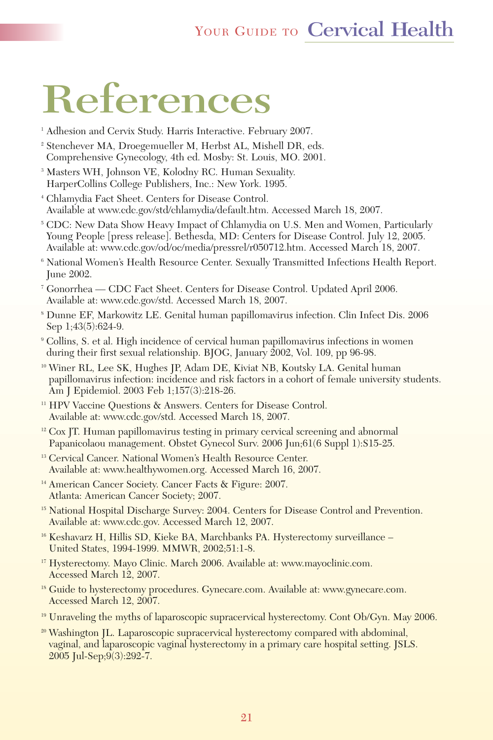# References

[1] Adhesion and Cervix Study. Harris Interactive. February 2007.

[2] Stenchever MA, Droegemueller M, Herbst AL, Mishell DR, eds. Comprehensive Gynecology, 4th ed. Mosby: St. Louis, MO. 2001.

[3] Masters WH, Johnson VE, Kolodny RC. Human Sexuality. HarperCollins College Publishers, Inc.: New York. 1995.

[4] Chlamydia Fact Sheet. Centers for Disease Control. Available at www.cdc.gov/std/chlamydia/default.htm. Accessed March 18, 2007.

[5] CDC: New Data Show Heavy Impact of Chlamydia on U.S. Men and Women, Particularly Young People [press release]. Bethesda, MD: Centers for Disease Control. July 12, 2005. Available at: www.cdc.gov/od/oc/media/pressrel/r050712.htm. Accessed March 18, 2007.

[6] National Women's Health Resource Center. Sexually Transmitted Infections Health Report. June 2002.

[7] Gonorrhea — CDC Fact Sheet. Centers for Disease Control. Updated April 2006. Available at: www.cdc.gov/std. Accessed March 18, 2007.

[8] Dunne EF, Markowitz LE. Genital human papillomavirus infection. Clin Infect Dis. 2006 Sep 1;43(5):624-9.

[9] Collins, S. et al. High incidence of cervical human papillomavirus infections in women during their first sexual relationship. BJOG, January 2002, Vol. 109, pp 96-98.

[10] Winer RL, Lee SK, Hughes JP, Adam DE, Kiviat NB, Koutsky LA. Genital human papillomavirus infection: incidence and risk factors in a cohort of female university students. Am J Epidemiol. 2003 Feb 1;157(3):218-26.

[11] HPV Vaccine Questions & Answers. Centers for Disease Control. Available at: www.cdc.gov/std. Accessed March 18, 2007.

[12] Cox JT. Human papillomavirus testing in primary cervical screening and abnormal Papanicolaou management. Obstet Gynecol Surv. 2006 Jun;61(6 Suppl 1):S15-25.

[13] Cervical Cancer. National Women's Health Resource Center. Available at: www.healthywomen.org. Accessed March 16, 2007.

[14] American Cancer Society. Cancer Facts & Figure: 2007. Atlanta: American Cancer Society; 2007.

[15] National Hospital Discharge Survey: 2004. Centers for Disease Control and Prevention. Available at: www.cdc.gov. Accessed March 12, 2007.

[16] Keshavarz H, Hillis SD, Kieke BA, Marchbanks PA. Hysterectomy surveillance – United States, 1994-1999. MMWR, 2002;51:1-8.

[17] Hysterectomy. Mayo Clinic. March 2006. Available at: www.mayoclinic.com. Accessed March 12, 2007.

[18] Guide to hysterectomy procedures. Gynecare.com. Available at: www.gynecare.com. Accessed March 12, 2007.

[19] Unraveling the myths of laparoscopic supracervical hysterectomy. Cont Ob/Gyn. May 2006.

[20] Washington JL. Laparoscopic supracervical hysterectomy compared with abdominal, vaginal, and laparoscopic vaginal hysterectomy in a primary care hospital setting. JSLS. 2005 Jul-Sep;9(3):292-7.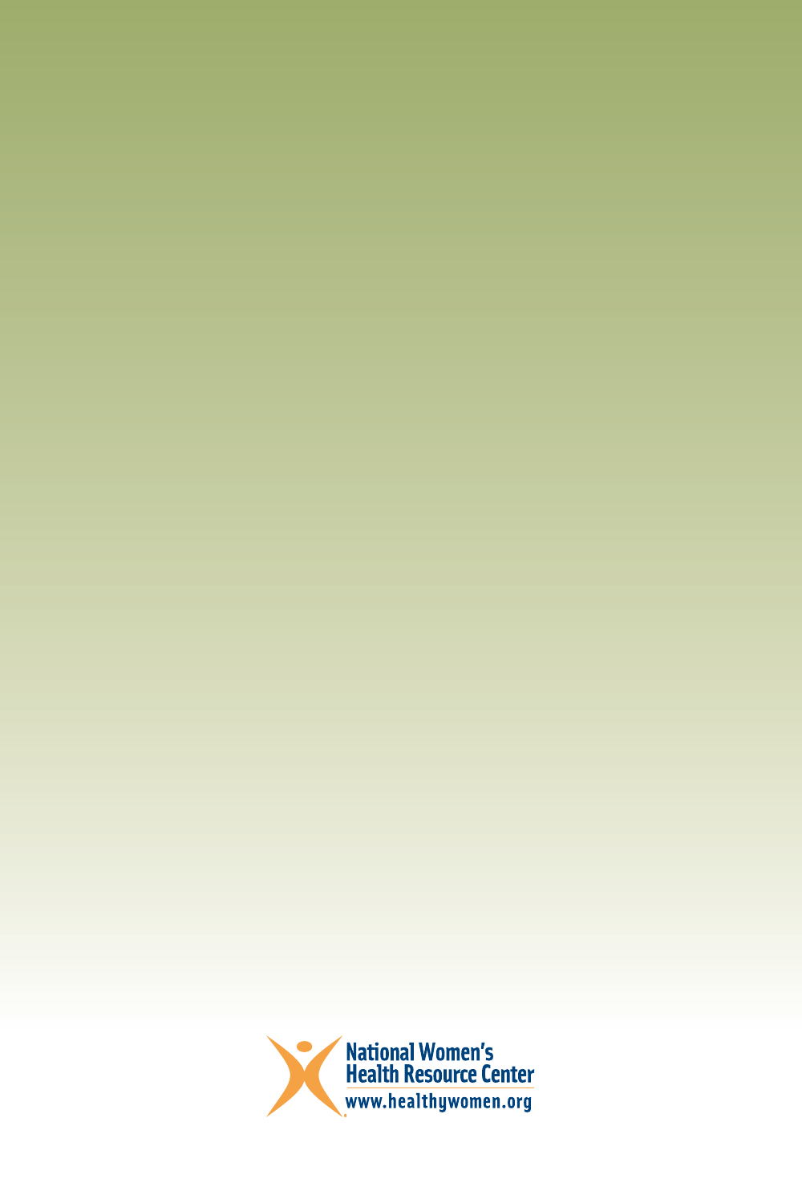National Women's Health Resource Center

www.healthywomen.org